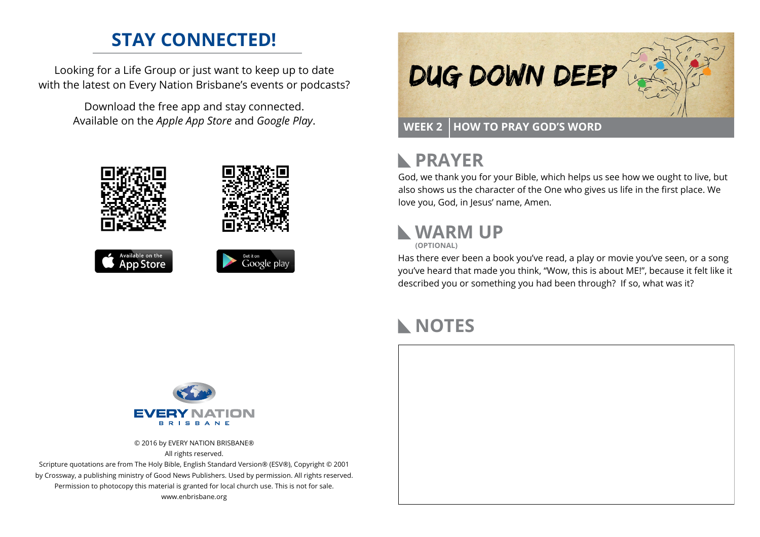## STAY CONNECTED!

Looking for a Life Group or just want to keep up to date with the latest on Every Nation Brisbane's events or podcasts?

Download the free app and stay connected. Available on the *Apple App Store* and *Google Play*.

Available on the App Store

Get it on Google play

EVERY NATION BRISBANE

© 2016 by EVERY NATION BRISBANE®
All rights reserved.
Scripture quotations are from The Holy Bible, English Standard Version® (ESV®), Copyright © 2001 by Crossway, a publishing ministry of Good News Publishers. Used by permission. All rights reserved.
Permission to photocopy this material is granted for local church use. This is not for sale.
www.enbrisbane.org

# DUG DOWN DEEP

**WEEK 2 | HOW TO PRAY GOD'S WORD**

## PRAYER

God, we thank you for your Bible, which helps us see how we ought to live, but also shows us the character of the One who gives us life in the first place. We love you, God, in Jesus' name, Amen.

## WARM UP

**(OPTIONAL)**

Has there ever been a book you've read, a play or movie you've seen, or a song you've heard that made you think, "Wow, this is about ME!", because it felt like it described you or something you had been through? If so, what was it?

## NOTES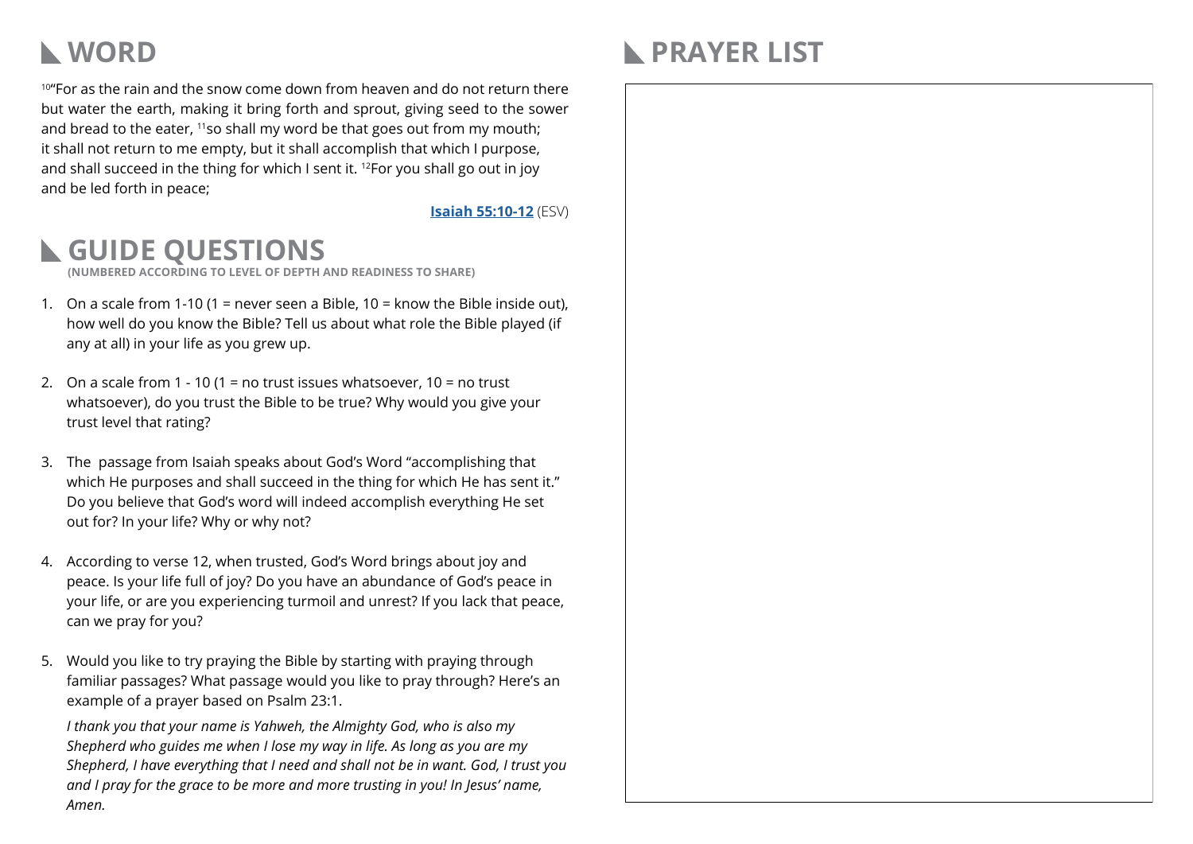## WORD

[10]"For as the rain and the snow come down from heaven and do not return there but water the earth, making it bring forth and sprout, giving seed to the sower and bread to the eater, [11]so shall my word be that goes out from my mouth; it shall not return to me empty, but it shall accomplish that which I purpose, and shall succeed in the thing for which I sent it. [12]For you shall go out in joy and be led forth in peace;

**Isaiah 55:10-12** (ESV)

## GUIDE QUESTIONS

**(NUMBERED ACCORDING TO LEVEL OF DEPTH AND READINESS TO SHARE)**

1. On a scale from 1-10 (1 = never seen a Bible, 10 = know the Bible inside out), how well do you know the Bible? Tell us about what role the Bible played (if any at all) in your life as you grew up.

2. On a scale from 1 - 10 (1 = no trust issues whatsoever, 10 = no trust whatsoever), do you trust the Bible to be true? Why would you give your trust level that rating?

3. The passage from Isaiah speaks about God's Word "accomplishing that which He purposes and shall succeed in the thing for which He has sent it." Do you believe that God's word will indeed accomplish everything He set out for? In your life? Why or why not?

4. According to verse 12, when trusted, God's Word brings about joy and peace. Is your life full of joy? Do you have an abundance of God's peace in your life, or are you experiencing turmoil and unrest? If you lack that peace, can we pray for you?

5. Would you like to try praying the Bible by starting with praying through familiar passages? What passage would you like to pray through? Here's an example of a prayer based on Psalm 23:1.

   *I thank you that your name is Yahweh, the Almighty God, who is also my Shepherd who guides me when I lose my way in life. As long as you are my Shepherd, I have everything that I need and shall not be in want. God, I trust you and I pray for the grace to be more and more trusting in you! In Jesus' name, Amen.*

## PRAYER LIST